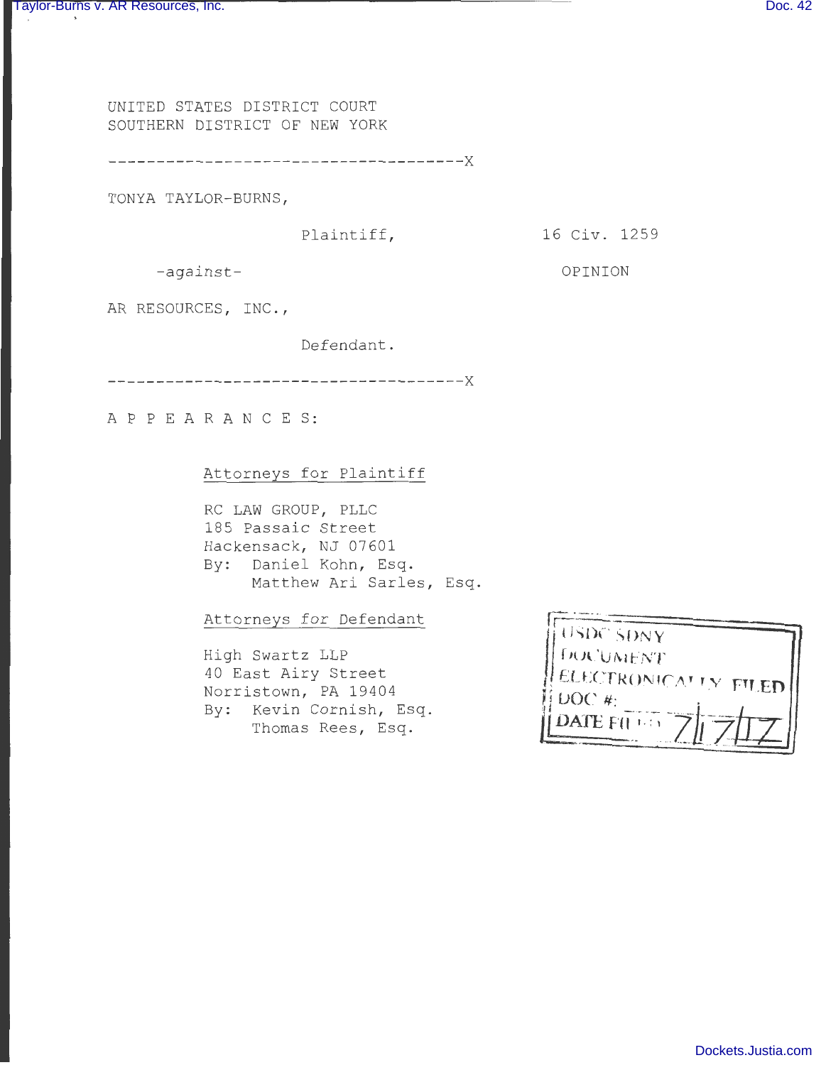UNITED STATES DISTRICT COURT
SOUTHERN DISTRICT OF NEW YORK

-------------------------------------X

TONYA TAYLOR-BURNS,

Plaintiff,

16 Civ. 1259

-against-

OPINION

AR RESOURCES, INC.,

Defendant.

-------------------------------------X

A P P E A R A N C E S:

Attorneys for Plaintiff

RC LAW GROUP, PLLC
185 Passaic Street
Hackensack, NJ 07601
By: Daniel Kohn, Esq.
Matthew Ari Sarles, Esq.

Attorneys for Defendant

High Swartz LLP
40 East Airy Street
Norristown, PA 19404
By: Kevin Cornish, Esq.
Thomas Rees, Esq.

USDC SDNY
DOCUMENT
ELECTRONICALLY FILED
DOC #:
DATE FILED: 7/7/17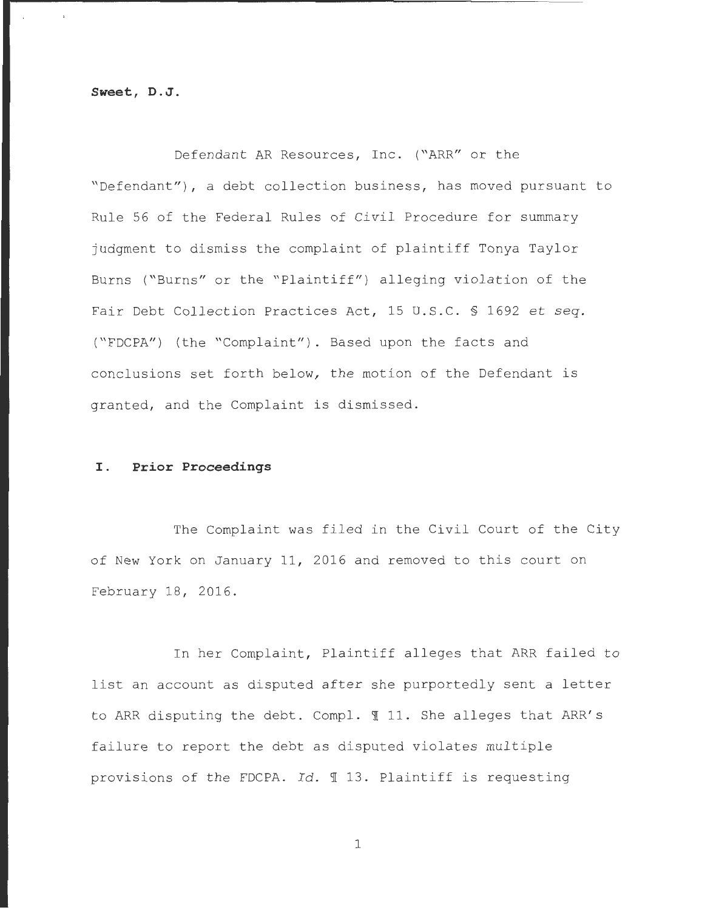**Sweet, D.J.**

Defendant AR Resources, Inc. ("ARR" or the "Defendant"), a debt collection business, has moved pursuant to Rule 56 of the Federal Rules of Civil Procedure for summary judgment to dismiss the complaint of plaintiff Tonya Taylor Burns ("Burns" or the "Plaintiff") alleging violation of the Fair Debt Collection Practices Act, 15 U.S.C. § 1692 *et seq.* ("FDCPA") (the "Complaint"). Based upon the facts and conclusions set forth below, the motion of the Defendant is granted, and the Complaint is dismissed.

## I. Prior Proceedings

The Complaint was filed in the Civil Court of the City of New York on January 11, 2016 and removed to this court on February 18, 2016.

In her Complaint, Plaintiff alleges that ARR failed to list an account as disputed after she purportedly sent a letter to ARR disputing the debt. Compl. ¶ 11. She alleges that ARR's failure to report the debt as disputed violates multiple provisions of the FDCPA. *Id.* ¶ 13. Plaintiff is requesting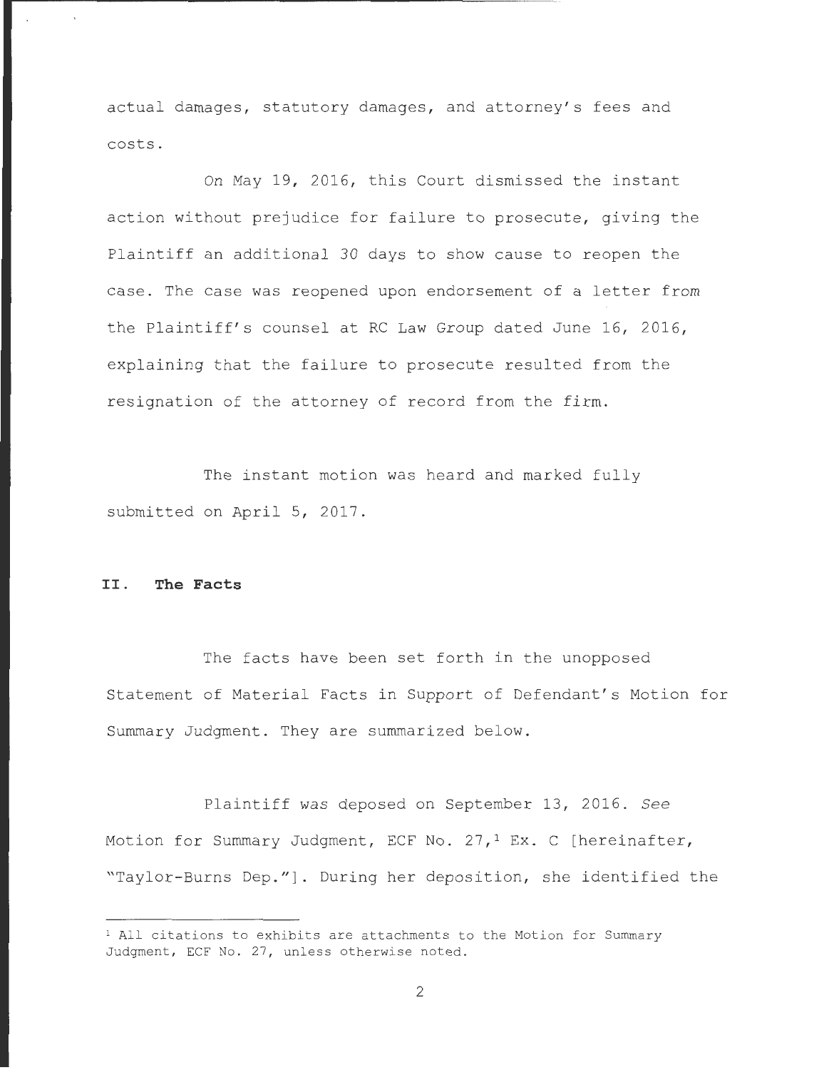actual damages, statutory damages, and attorney's fees and costs.

On May 19, 2016, this Court dismissed the instant action without prejudice for failure to prosecute, giving the Plaintiff an additional 30 days to show cause to reopen the case. The case was reopened upon endorsement of a letter from the Plaintiff's counsel at RC Law Group dated June 16, 2016, explaining that the failure to prosecute resulted from the resignation of the attorney of record from the firm.

The instant motion was heard and marked fully submitted on April 5, 2017.

## II. The Facts

The facts have been set forth in the unopposed Statement of Material Facts in Support of Defendant's Motion for Summary Judgment. They are summarized below.

Plaintiff was deposed on September 13, 2016. *See* Motion for Summary Judgment, ECF No. 27,[1] Ex. C [hereinafter, "Taylor-Burns Dep."]. During her deposition, she identified the

---

[1] All citations to exhibits are attachments to the Motion for Summary Judgment, ECF No. 27, unless otherwise noted.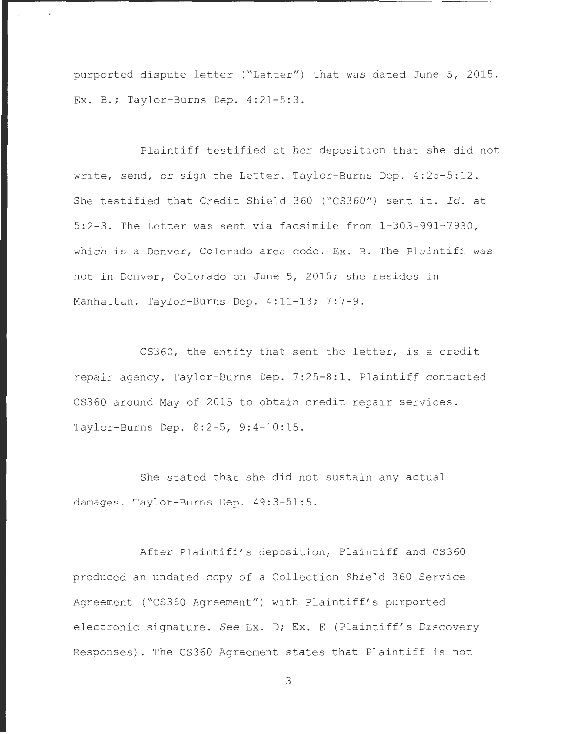purported dispute letter ("Letter") that was dated June 5, 2015. Ex. B.; Taylor-Burns Dep. 4:21-5:3.

Plaintiff testified at her deposition that she did not write, send, or sign the Letter. Taylor-Burns Dep. 4:25-5:12. She testified that Credit Shield 360 ("CS360") sent it. *Id.* at 5:2-3. The Letter was sent via facsimile from 1-303-991-7930, which is a Denver, Colorado area code. Ex. B. The Plaintiff was not in Denver, Colorado on June 5, 2015; she resides in Manhattan. Taylor-Burns Dep. 4:11-13; 7:7-9.

CS360, the entity that sent the letter, is a credit repair agency. Taylor-Burns Dep. 7:25-8:1. Plaintiff contacted CS360 around May of 2015 to obtain credit repair services. Taylor-Burns Dep. 8:2-5, 9:4-10:15.

She stated that she did not sustain any actual damages. Taylor-Burns Dep. 49:3-51:5.

After Plaintiff's deposition, Plaintiff and CS360 produced an undated copy of a Collection Shield 360 Service Agreement ("CS360 Agreement") with Plaintiff's purported electronic signature. *See* Ex. D; Ex. E (Plaintiff's Discovery Responses). The CS360 Agreement states that Plaintiff is not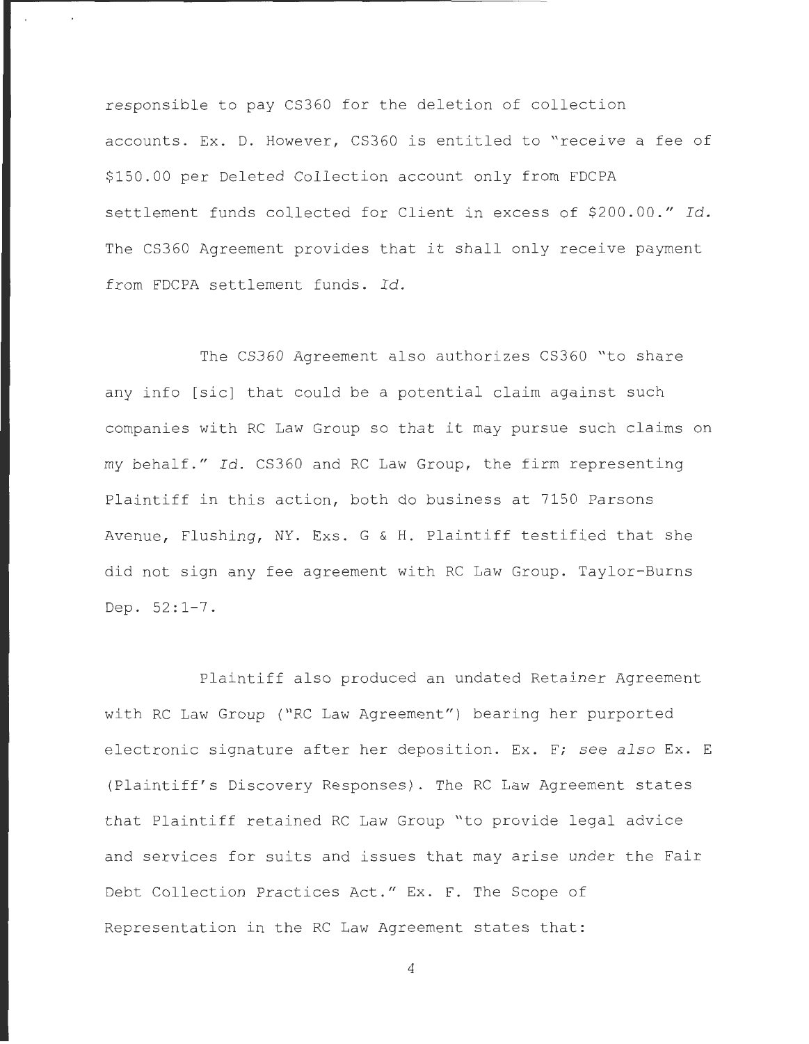responsible to pay CS360 for the deletion of collection accounts. Ex. D. However, CS360 is entitled to "receive a fee of $150.00 per Deleted Collection account only from FDCPA settlement funds collected for Client in excess of $200.00." *Id.* The CS360 Agreement provides that it shall only receive payment from FDCPA settlement funds. *Id.*

The CS360 Agreement also authorizes CS360 "to share any info [sic] that could be a potential claim against such companies with RC Law Group so that it may pursue such claims on my behalf." *Id.* CS360 and RC Law Group, the firm representing Plaintiff in this action, both do business at 7150 Parsons Avenue, Flushing, NY. Exs. G & H. Plaintiff testified that she did not sign any fee agreement with RC Law Group. Taylor-Burns Dep. 52:1-7.

Plaintiff also produced an undated Retainer Agreement with RC Law Group ("RC Law Agreement") bearing her purported electronic signature after her deposition. Ex. F; *see also* Ex. E (Plaintiff's Discovery Responses). The RC Law Agreement states that Plaintiff retained RC Law Group "to provide legal advice and services for suits and issues that may arise under the Fair Debt Collection Practices Act." Ex. F. The Scope of Representation in the RC Law Agreement states that: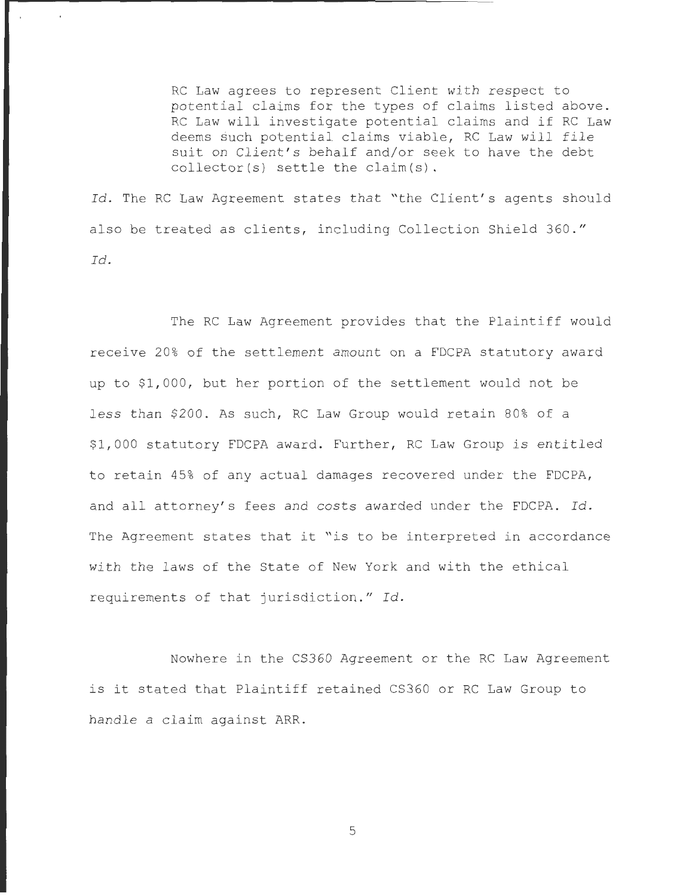> RC Law agrees to represent Client with respect to potential claims for the types of claims listed above. RC Law will investigate potential claims and if RC Law deems such potential claims viable, RC Law will file suit on Client's behalf and/or seek to have the debt collector(s) settle the claim(s).

*Id.* The RC Law Agreement states that "the Client's agents should also be treated as clients, including Collection Shield 360." *Id.*

The RC Law Agreement provides that the Plaintiff would receive 20% of the settlement amount on a FDCPA statutory award up to $1,000, but her portion of the settlement would not be less than $200. As such, RC Law Group would retain 80% of a $1,000 statutory FDCPA award. Further, RC Law Group is entitled to retain 45% of any actual damages recovered under the FDCPA, and all attorney's fees and costs awarded under the FDCPA. *Id.* The Agreement states that it "is to be interpreted in accordance with the laws of the State of New York and with the ethical requirements of that jurisdiction." *Id.*

Nowhere in the CS360 Agreement or the RC Law Agreement is it stated that Plaintiff retained CS360 or RC Law Group to handle a claim against ARR.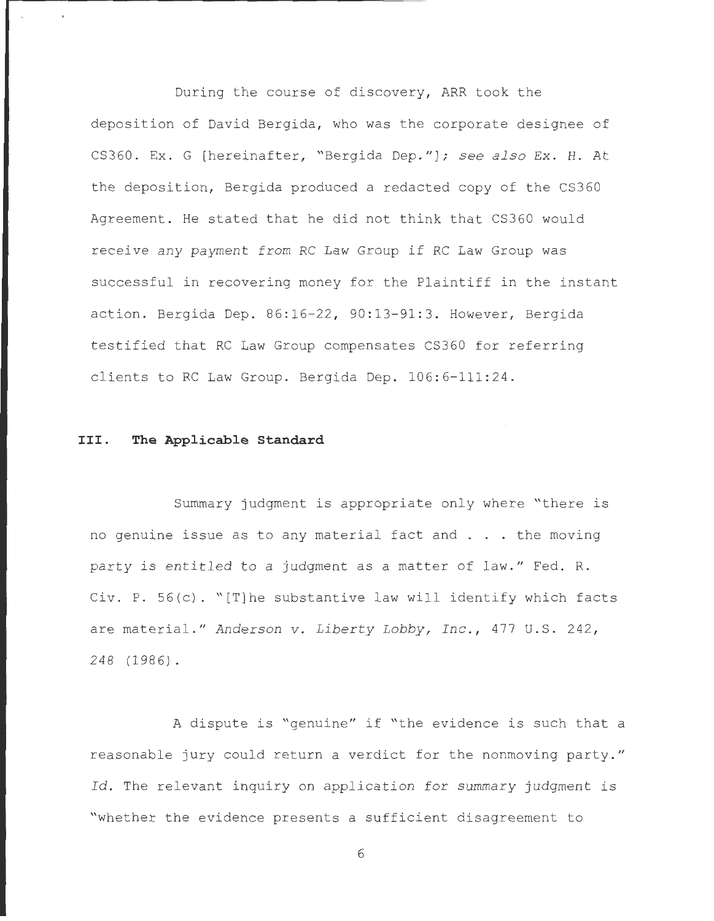During the course of discovery, ARR took the deposition of David Bergida, who was the corporate designee of CS360. Ex. G [hereinafter, "Bergida Dep."]; *see also* Ex. H. At the deposition, Bergida produced a redacted copy of the CS360 Agreement. He stated that he did not think that CS360 would receive any payment from RC Law Group if RC Law Group was successful in recovering money for the Plaintiff in the instant action. Bergida Dep. 86:16-22, 90:13-91:3. However, Bergida testified that RC Law Group compensates CS360 for referring clients to RC Law Group. Bergida Dep. 106:6-111:24.

## III. The Applicable Standard

Summary judgment is appropriate only where "there is no genuine issue as to any material fact and . . . the moving party is entitled to a judgment as a matter of law." Fed. R. Civ. P. 56(c). "[T]he substantive law will identify which facts are material." *Anderson v. Liberty Lobby, Inc.*, 477 U.S. 242, 248 (1986).

A dispute is "genuine" if "the evidence is such that a reasonable jury could return a verdict for the nonmoving party." *Id.* The relevant inquiry on application for summary judgment is "whether the evidence presents a sufficient disagreement to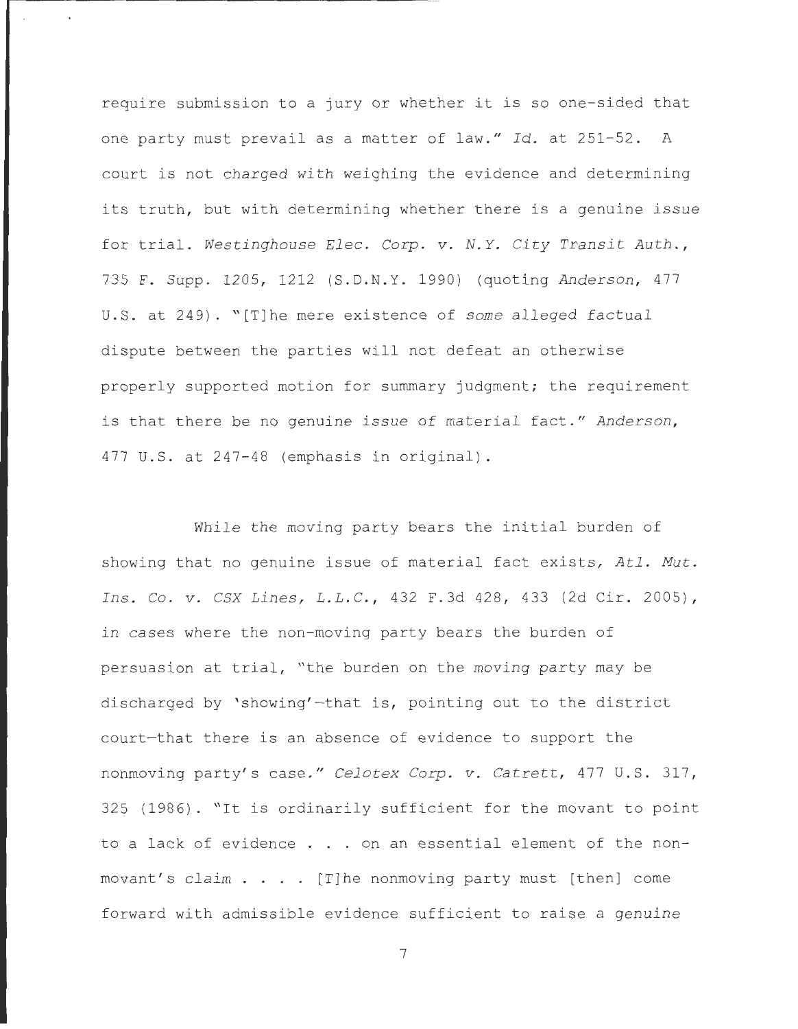require submission to a jury or whether it is so one-sided that one party must prevail as a matter of law." *Id.* at 251-52. A court is not charged with weighing the evidence and determining its truth, but with determining whether there is a genuine issue for trial. *Westinghouse Elec. Corp. v. N.Y. City Transit Auth.*, 735 F. Supp. 1205, 1212 (S.D.N.Y. 1990) (quoting *Anderson*, 477 U.S. at 249). "[T]he mere existence of *some* alleged factual dispute between the parties will not defeat an otherwise properly supported motion for summary judgment; the requirement is that there be no genuine issue of material fact." *Anderson*, 477 U.S. at 247-48 (emphasis in original).

While the moving party bears the initial burden of showing that no genuine issue of material fact exists, *Atl. Mut. Ins. Co. v. CSX Lines, L.L.C.*, 432 F.3d 428, 433 (2d Cir. 2005), in cases where the non-moving party bears the burden of persuasion at trial, "the burden on the moving party may be discharged by 'showing'—that is, pointing out to the district court—that there is an absence of evidence to support the nonmoving party's case." *Celotex Corp. v. Catrett*, 477 U.S. 317, 325 (1986). "It is ordinarily sufficient for the movant to point to a lack of evidence . . . on an essential element of the non-movant's claim . . . . [T]he nonmoving party must [then] come forward with admissible evidence sufficient to raise a genuine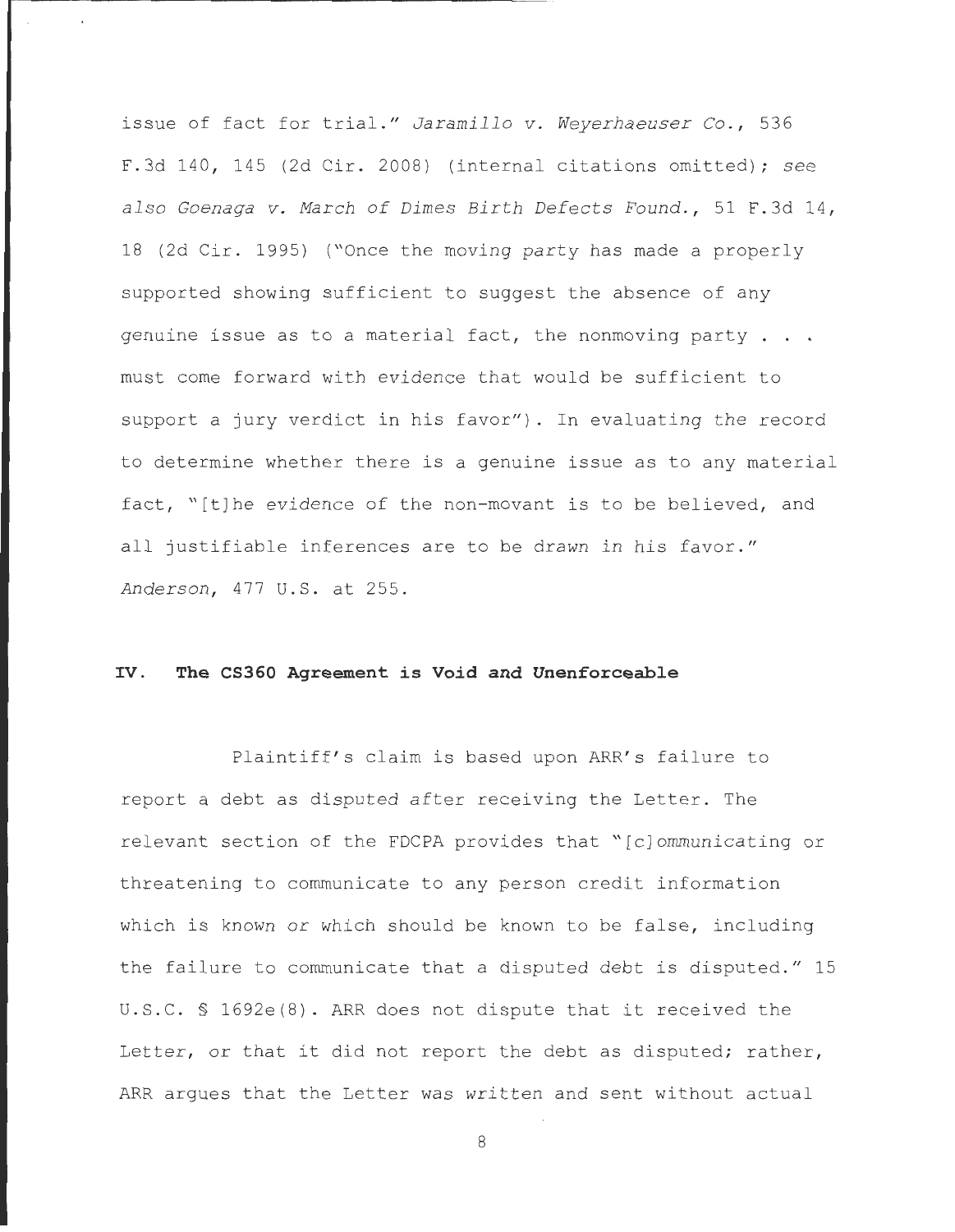issue of fact for trial." *Jaramillo v. Weyerhaeuser Co.*, 536 F.3d 140, 145 (2d Cir. 2008) (internal citations omitted); *see also Goenaga v. March of Dimes Birth Defects Found.*, 51 F.3d 14, 18 (2d Cir. 1995) ("Once the moving party has made a properly supported showing sufficient to suggest the absence of any genuine issue as to a material fact, the nonmoving party . . . must come forward with evidence that would be sufficient to support a jury verdict in his favor"). In evaluating the record to determine whether there is a genuine issue as to any material fact, "[t]he evidence of the non-movant is to be believed, and all justifiable inferences are to be drawn in his favor." *Anderson*, 477 U.S. at 255.

## IV. The CS360 Agreement is Void and Unenforceable

Plaintiff's claim is based upon ARR's failure to report a debt as disputed after receiving the Letter. The relevant section of the FDCPA provides that "[c]ommunicating or threatening to communicate to any person credit information which is known or which should be known to be false, including the failure to communicate that a disputed debt is disputed." 15 U.S.C. § 1692e(8). ARR does not dispute that it received the Letter, or that it did not report the debt as disputed; rather, ARR argues that the Letter was written and sent without actual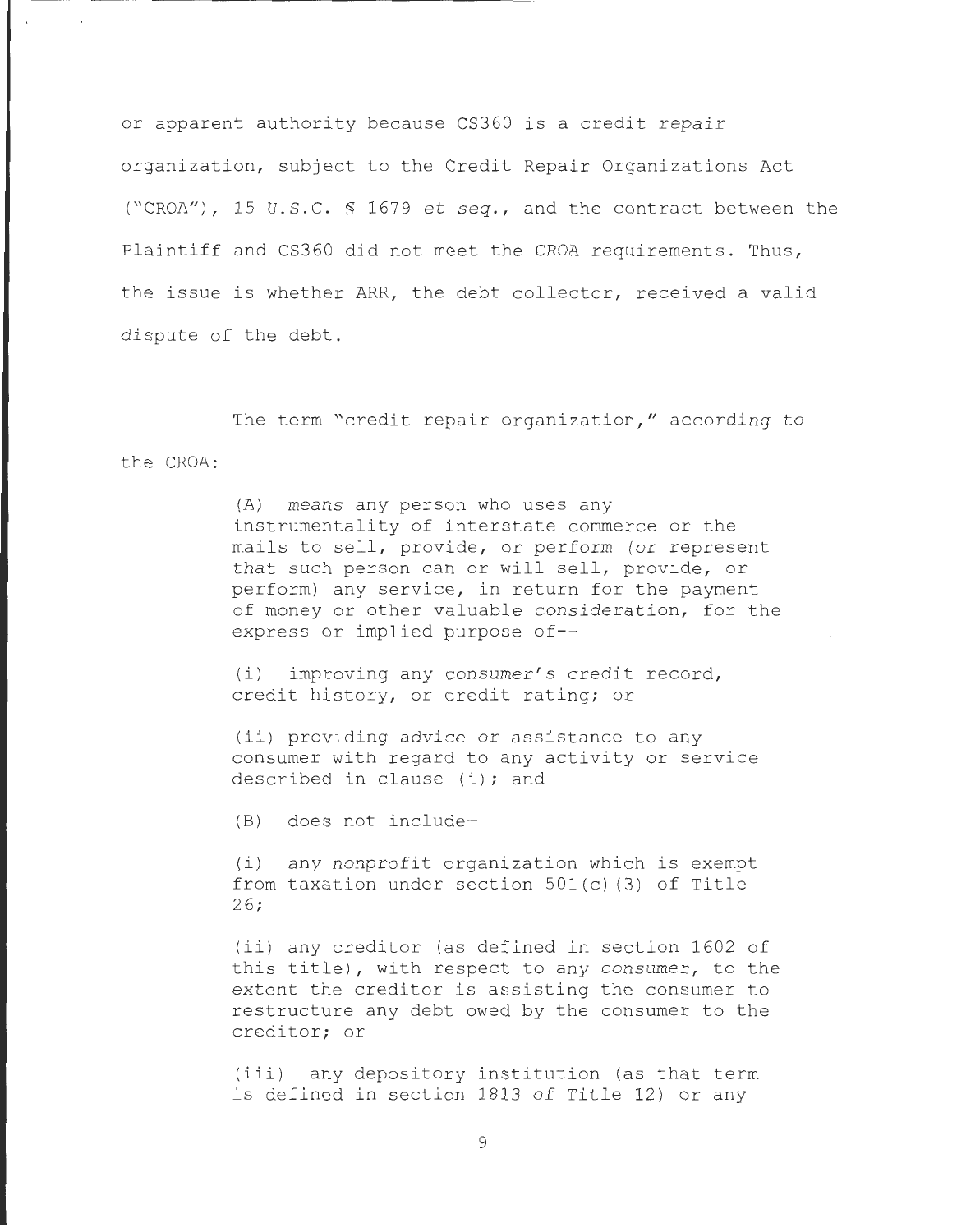or apparent authority because CS360 is a credit repair organization, subject to the Credit Repair Organizations Act ("CROA"), 15 U.S.C. § 1679 *et seq.*, and the contract between the Plaintiff and CS360 did not meet the CROA requirements. Thus, the issue is whether ARR, the debt collector, received a valid dispute of the debt.

The term "credit repair organization," according to the CROA:

> (A) means any person who uses any instrumentality of interstate commerce or the mails to sell, provide, or perform (or represent that such person can or will sell, provide, or perform) any service, in return for the payment of money or other valuable consideration, for the express or implied purpose of--
>
> (i) improving any consumer's credit record, credit history, or credit rating; or
>
> (ii) providing advice or assistance to any consumer with regard to any activity or service described in clause (i); and
>
> (B) does not include—
>
> (i) any nonprofit organization which is exempt from taxation under section 501(c)(3) of Title 26;
>
> (ii) any creditor (as defined in section 1602 of this title), with respect to any consumer, to the extent the creditor is assisting the consumer to restructure any debt owed by the consumer to the creditor; or
>
> (iii) any depository institution (as that term is defined in section 1813 of Title 12) or any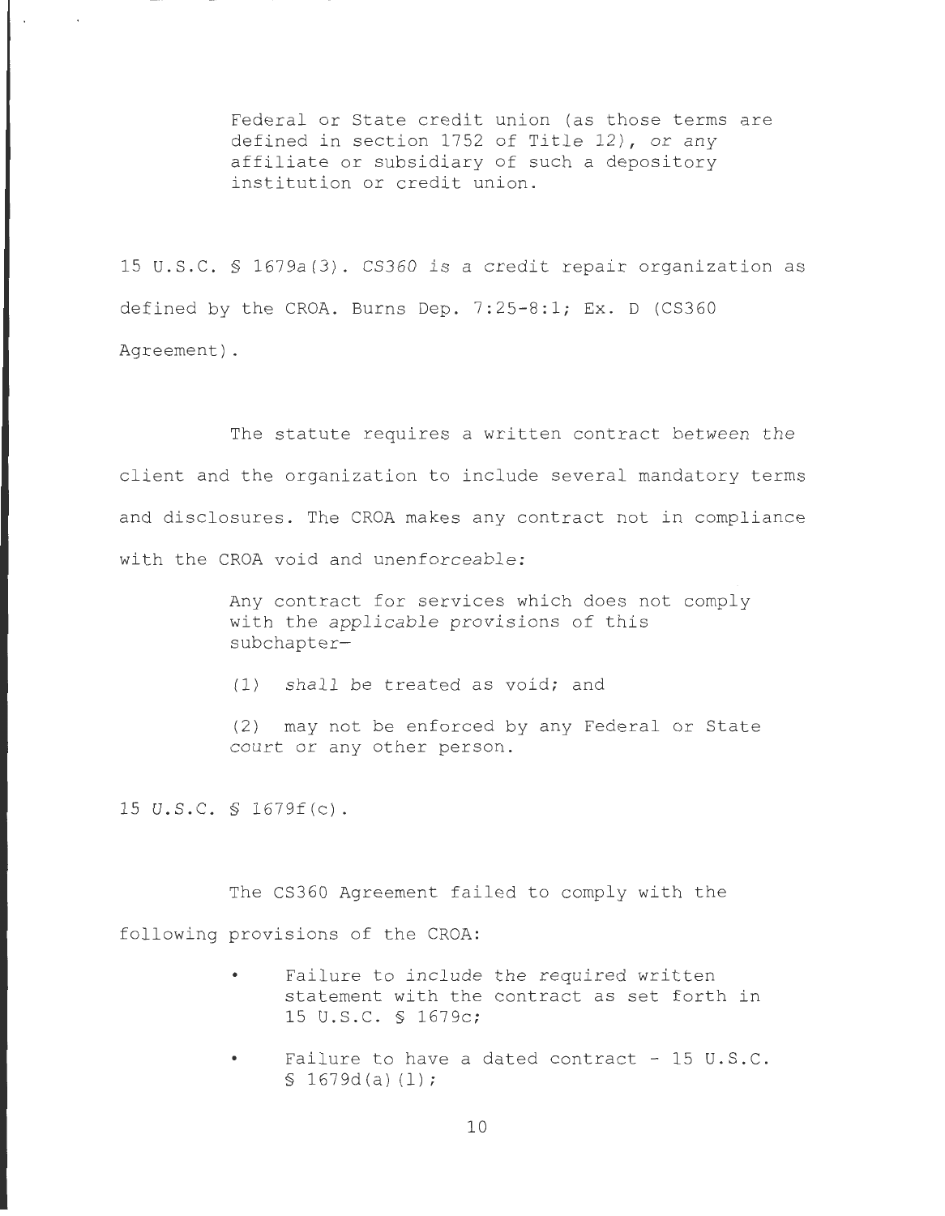> Federal or State credit union (as those terms are defined in section 1752 of Title 12), or any affiliate or subsidiary of such a depository institution or credit union.

15 U.S.C. § 1679a(3). CS360 is a credit repair organization as defined by the CROA. Burns Dep. 7:25-8:1; Ex. D (CS360 Agreement).

The statute requires a written contract between the client and the organization to include several mandatory terms and disclosures. The CROA makes any contract not in compliance with the CROA void and unenforceable:

> Any contract for services which does not comply with the applicable provisions of this subchapter—
>
> (1) shall be treated as void; and
>
> (2) may not be enforced by any Federal or State court or any other person.

15 U.S.C. § 1679f(c).

The CS360 Agreement failed to comply with the following provisions of the CROA:

- Failure to include the required written statement with the contract as set forth in 15 U.S.C. § 1679c;
- Failure to have a dated contract - 15 U.S.C. § 1679d(a)(1);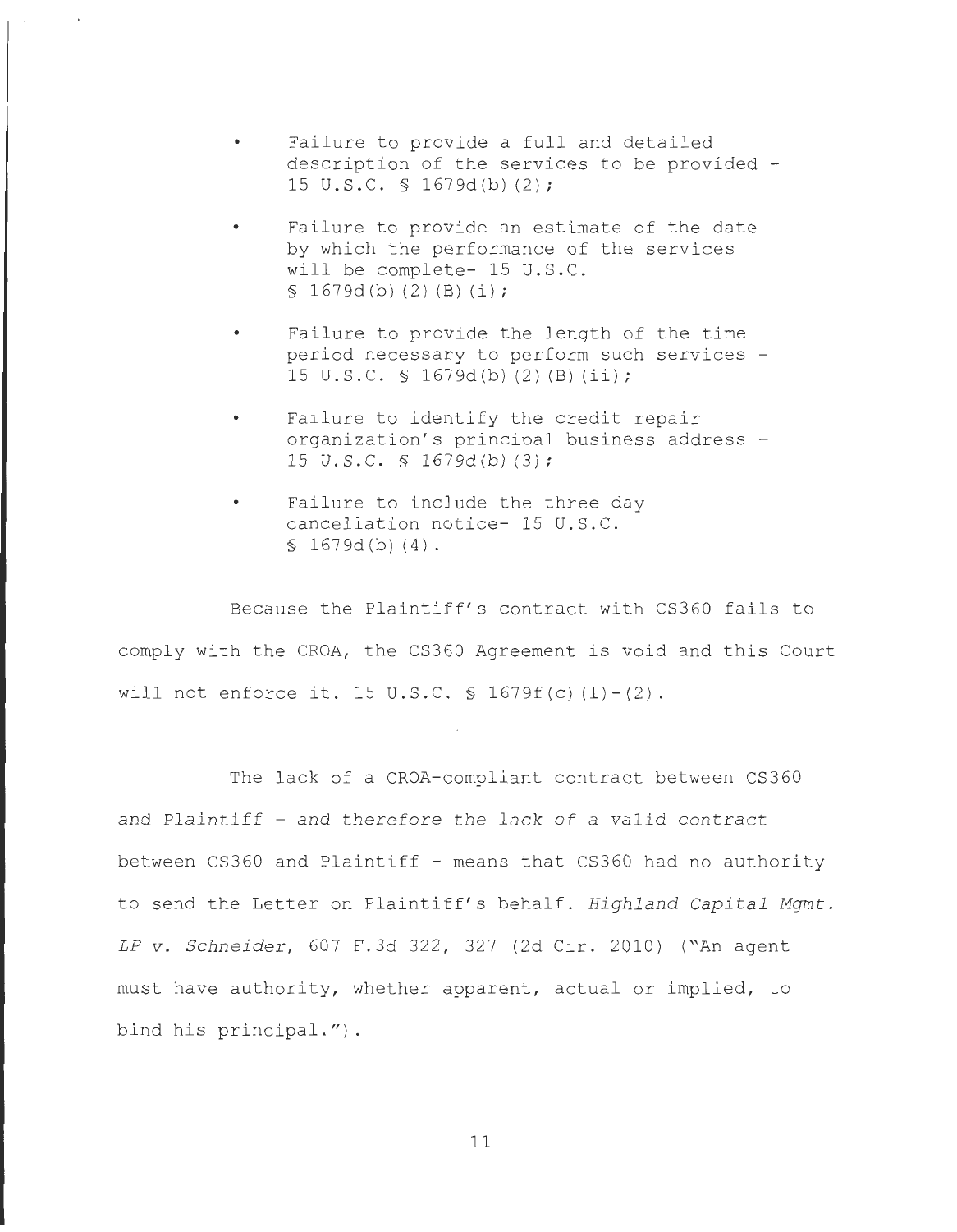- Failure to provide a full and detailed description of the services to be provided - 15 U.S.C. § 1679d(b)(2);

- Failure to provide an estimate of the date by which the performance of the services will be complete- 15 U.S.C. § 1679d(b)(2)(B)(i);

- Failure to provide the length of the time period necessary to perform such services - 15 U.S.C. § 1679d(b)(2)(B)(ii);

- Failure to identify the credit repair organization's principal business address - 15 U.S.C. § 1679d(b)(3);

- Failure to include the three day cancellation notice- 15 U.S.C. § 1679d(b)(4).

Because the Plaintiff's contract with CS360 fails to comply with the CROA, the CS360 Agreement is void and this Court will not enforce it. 15 U.S.C. § 1679f(c)(1)-(2).

The lack of a CROA-compliant contract between CS360 and Plaintiff - *and therefore the lack of a valid contract* between CS360 and Plaintiff - means that CS360 had no authority to send the Letter on Plaintiff's behalf. *Highland Capital Mgmt. LP v. Schneider*, 607 F.3d 322, 327 (2d Cir. 2010) ("An agent must have authority, whether apparent, actual or implied, to bind his principal.").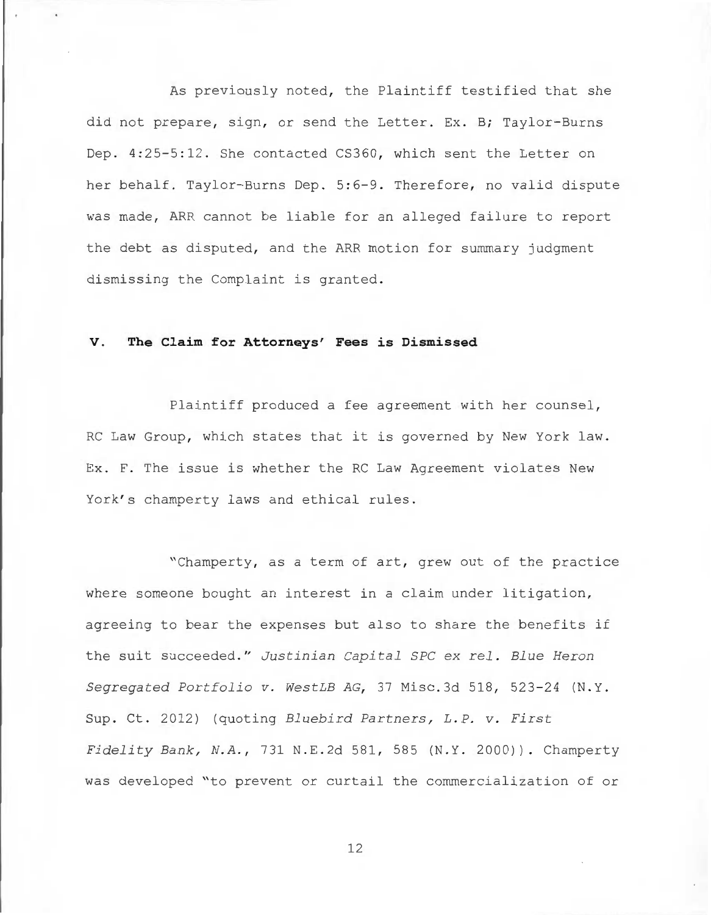As previously noted, the Plaintiff testified that she did not prepare, sign, or send the Letter. Ex. B; Taylor-Burns Dep. 4:25-5:12. She contacted CS360, which sent the Letter on her behalf. Taylor-Burns Dep. 5:6-9. Therefore, no valid dispute was made, ARR cannot be liable for an alleged failure to report the debt as disputed, and the ARR motion for summary judgment dismissing the Complaint is granted.

### V. The Claim for Attorneys' Fees is Dismissed

Plaintiff produced a fee agreement with her counsel, RC Law Group, which states that it is governed by New York law. Ex. F. The issue is whether the RC Law Agreement violates New York's champerty laws and ethical rules.

"Champerty, as a term of art, grew out of the practice where someone bought an interest in a claim under litigation, agreeing to bear the expenses but also to share the benefits if the suit succeeded." *Justinian Capital SPC ex rel. Blue Heron Segregated Portfolio v. WestLB AG*, 37 Misc.3d 518, 523-24 (N.Y. Sup. Ct. 2012) (quoting *Bluebird Partners, L.P. v. First Fidelity Bank, N.A.*, 731 N.E.2d 581, 585 (N.Y. 2000)). Champerty was developed "to prevent or curtail the commercialization of or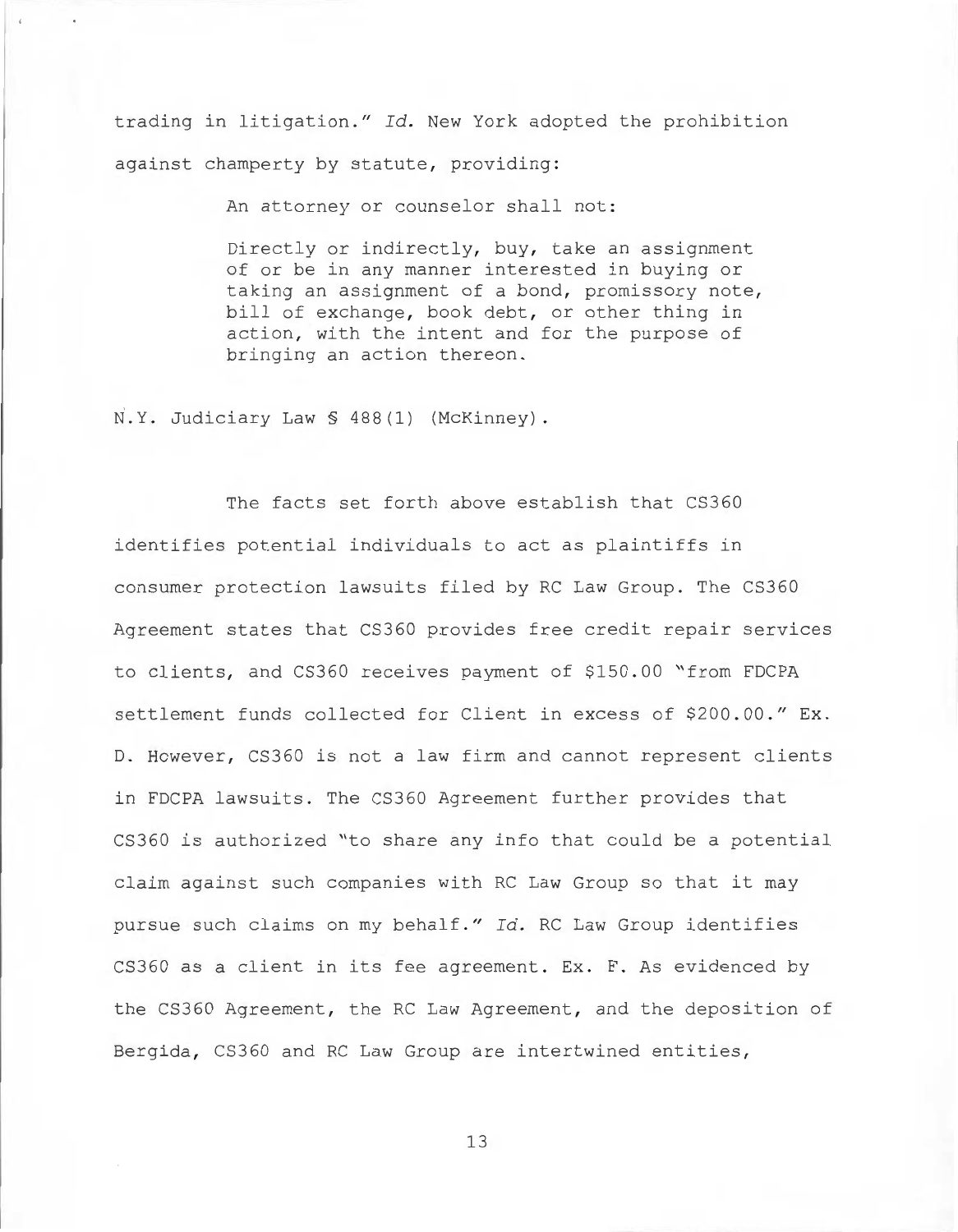trading in litigation." *Id.* New York adopted the prohibition against champerty by statute, providing:

> An attorney or counselor shall not:
>
> Directly or indirectly, buy, take an assignment of or be in any manner interested in buying or taking an assignment of a bond, promissory note, bill of exchange, book debt, or other thing in action, with the intent and for the purpose of bringing an action thereon.

N.Y. Judiciary Law § 488(1) (McKinney).

The facts set forth above establish that CS360 identifies potential individuals to act as plaintiffs in consumer protection lawsuits filed by RC Law Group. The CS360 Agreement states that CS360 provides free credit repair services to clients, and CS360 receives payment of $150.00 "from FDCPA settlement funds collected for Client in excess of $200.00." Ex. D. However, CS360 is not a law firm and cannot represent clients in FDCPA lawsuits. The CS360 Agreement further provides that CS360 is authorized "to share any info that could be a potential claim against such companies with RC Law Group so that it may pursue such claims on my behalf." *Id.* RC Law Group identifies CS360 as a client in its fee agreement. Ex. F. As evidenced by the CS360 Agreement, the RC Law Agreement, and the deposition of Bergida, CS360 and RC Law Group are intertwined entities,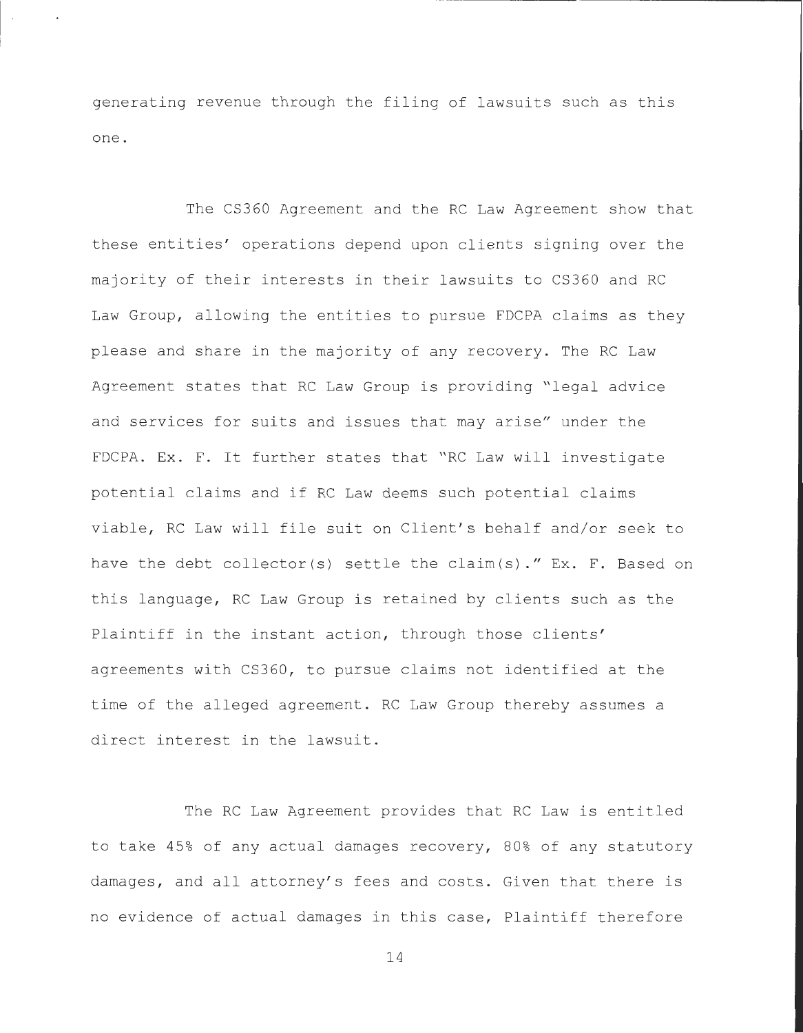generating revenue through the filing of lawsuits such as this one.

The CS360 Agreement and the RC Law Agreement show that these entities' operations depend upon clients signing over the majority of their interests in their lawsuits to CS360 and RC Law Group, allowing the entities to pursue FDCPA claims as they please and share in the majority of any recovery. The RC Law Agreement states that RC Law Group is providing "legal advice and services for suits and issues that may arise" under the FDCPA. Ex. F. It further states that "RC Law will investigate potential claims and if RC Law deems such potential claims viable, RC Law will file suit on Client's behalf and/or seek to have the debt collector(s) settle the claim(s)." Ex. F. Based on this language, RC Law Group is retained by clients such as the Plaintiff in the instant action, through those clients' agreements with CS360, to pursue claims not identified at the time of the alleged agreement. RC Law Group thereby assumes a direct interest in the lawsuit.

The RC Law Agreement provides that RC Law is entitled to take 45% of any actual damages recovery, 80% of any statutory damages, and all attorney's fees and costs. Given that there is no evidence of actual damages in this case, Plaintiff therefore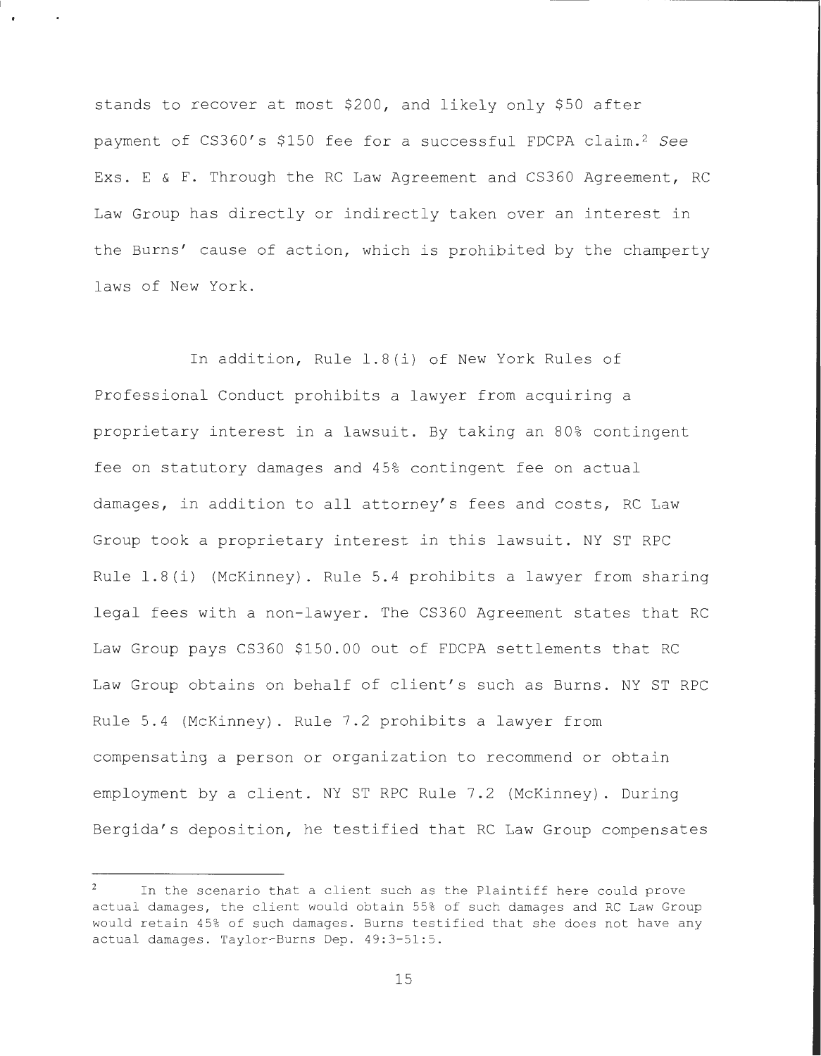stands to recover at most $200, and likely only $50 after payment of CS360's $150 fee for a successful FDCPA claim.[2] *See* Exs. E & F. Through the RC Law Agreement and CS360 Agreement, RC Law Group has directly or indirectly taken over an interest in the Burns' cause of action, which is prohibited by the champerty laws of New York.

In addition, Rule 1.8(i) of New York Rules of Professional Conduct prohibits a lawyer from acquiring a proprietary interest in a lawsuit. By taking an 80% contingent fee on statutory damages and 45% contingent fee on actual damages, in addition to all attorney's fees and costs, RC Law Group took a proprietary interest in this lawsuit. NY ST RPC Rule 1.8(i) (McKinney). Rule 5.4 prohibits a lawyer from sharing legal fees with a non-lawyer. The CS360 Agreement states that RC Law Group pays CS360 $150.00 out of FDCPA settlements that RC Law Group obtains on behalf of client's such as Burns. NY ST RPC Rule 5.4 (McKinney). Rule 7.2 prohibits a lawyer from compensating a person or organization to recommend or obtain employment by a client. NY ST RPC Rule 7.2 (McKinney). During Bergida's deposition, he testified that RC Law Group compensates

---

[2] In the scenario that a client such as the Plaintiff here could prove actual damages, the client would obtain 55% of such damages and RC Law Group would retain 45% of such damages. Burns testified that she does not have any actual damages. Taylor-Burns Dep. 49:3-51:5.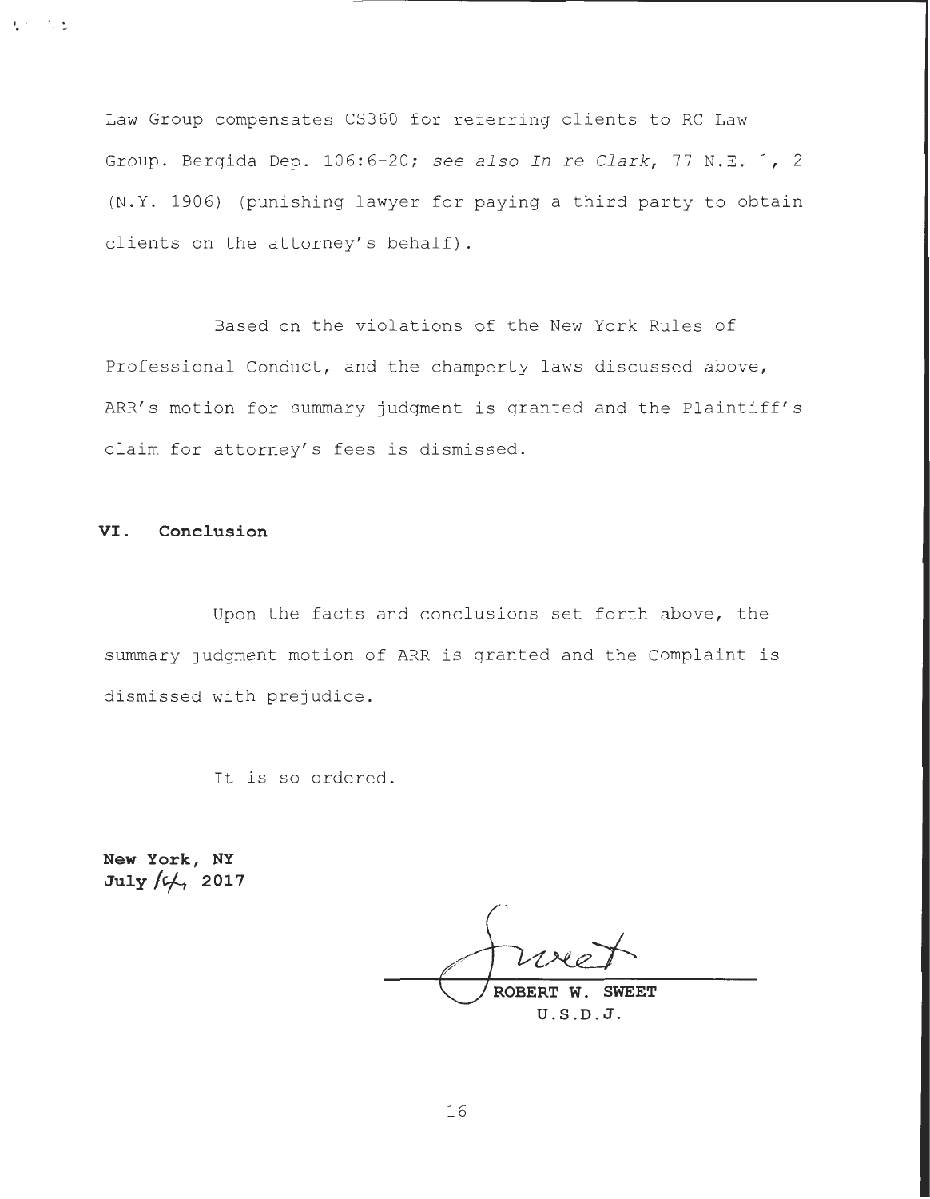Law Group compensates CS360 for referring clients to RC Law Group. Bergida Dep. 106:6-20; *see also In re Clark*, 77 N.E. 1, 2 (N.Y. 1906) (punishing lawyer for paying a third party to obtain clients on the attorney's behalf).

Based on the violations of the New York Rules of Professional Conduct, and the champerty laws discussed above, ARR's motion for summary judgment is granted and the Plaintiff's claim for attorney's fees is dismissed.

## VI. Conclusion

Upon the facts and conclusions set forth above, the summary judgment motion of ARR is granted and the Complaint is dismissed with prejudice.

It is so ordered.

**New York, NY**
**July 14, 2017**

Sweet
**ROBERT W. SWEET**
**U.S.D.J.**